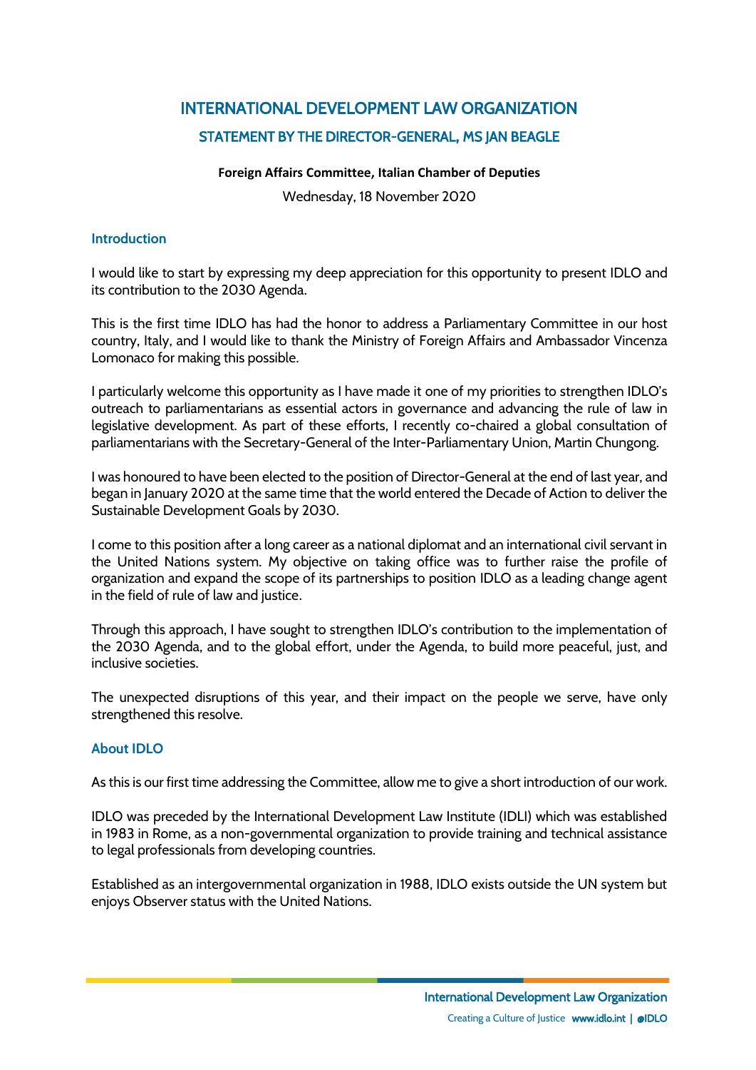# INTERNATIONAL DEVELOPMENT LAW ORGANIZATION

## STATEMENT BY THE DIRECTOR-GENERAL, MS JAN BEAGLE

**Foreign Affairs Committee, Italian Chamber of Deputies**

Wednesday, 18 November 2020

### Introduction

I would like to start by expressing my deep appreciation for this opportunity to present IDLO and its contribution to the 2030 Agenda.

This is the first time IDLO has had the honor to address a Parliamentary Committee in our host country, Italy, and I would like to thank the Ministry of Foreign Affairs and Ambassador Vincenza Lomonaco for making this possible.

I particularly welcome this opportunity as I have made it one of my priorities to strengthen IDLO's outreach to parliamentarians as essential actors in governance and advancing the rule of law in legislative development. As part of these efforts, I recently co-chaired a global consultation of parliamentarians with the Secretary-General of the Inter-Parliamentary Union, Martin Chungong.

I was honoured to have been elected to the position of Director-General at the end of last year, and began in January 2020 at the same time that the world entered the Decade of Action to deliver the Sustainable Development Goals by 2030.

I come to this position after a long career as a national diplomat and an international civil servant in the United Nations system. My objective on taking office was to further raise the profile of organization and expand the scope of its partnerships to position IDLO as a leading change agent in the field of rule of law and justice.

Through this approach, I have sought to strengthen IDLO's contribution to the implementation of the 2030 Agenda, and to the global effort, under the Agenda, to build more peaceful, just, and inclusive societies.

The unexpected disruptions of this year, and their impact on the people we serve, have only strengthened this resolve.

### About IDLO

As this is our first time addressing the Committee, allow me to give a short introduction of our work.

IDLO was preceded by the International Development Law Institute (IDLI) which was established in 1983 in Rome, as a non-governmental organization to provide training and technical assistance to legal professionals from developing countries.

Established as an intergovernmental organization in 1988, IDLO exists outside the UN system but enjoys Observer status with the United Nations.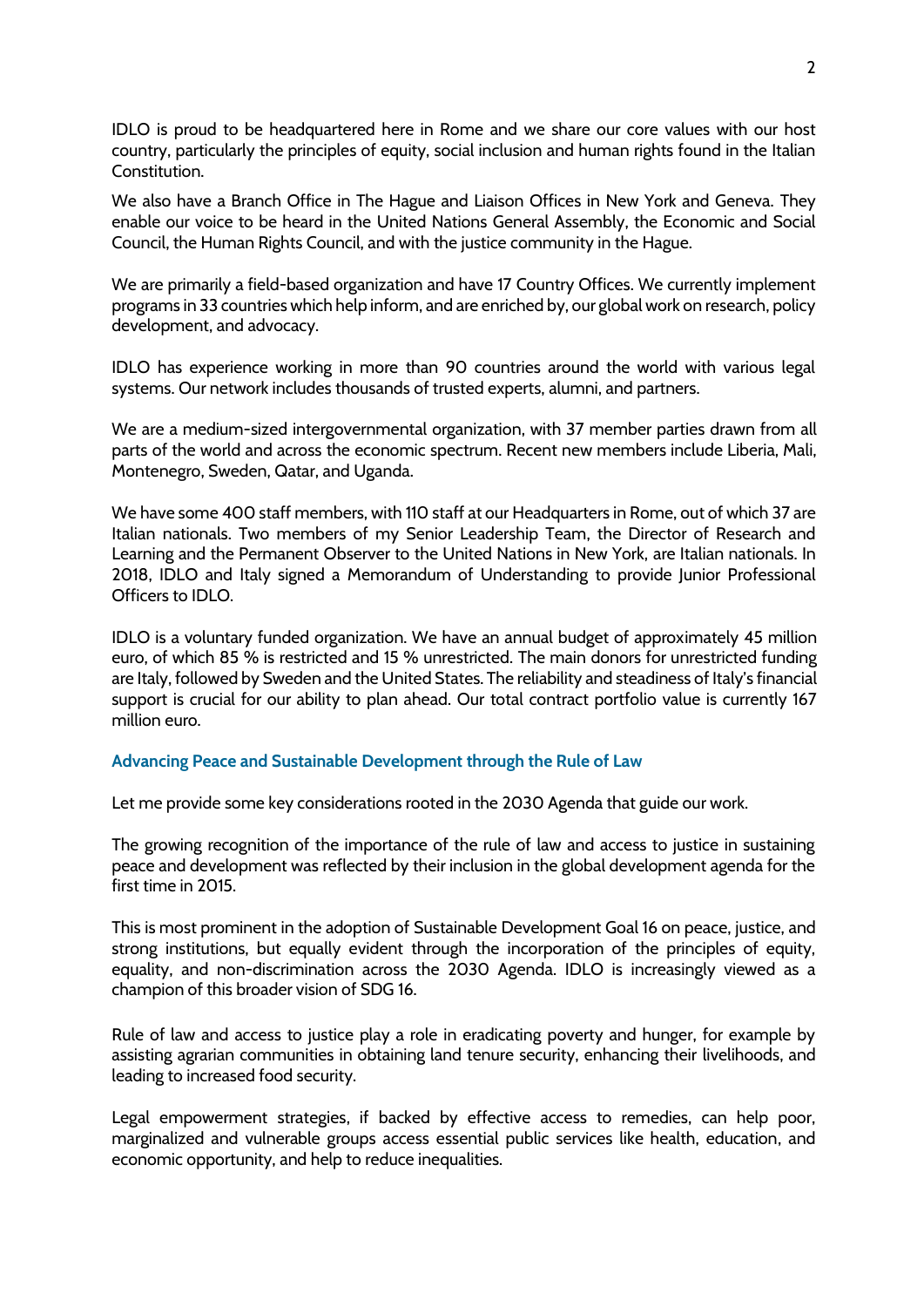IDLO is proud to be headquartered here in Rome and we share our core values with our host country, particularly the principles of equity, social inclusion and human rights found in the Italian Constitution.

We also have a Branch Office in The Hague and Liaison Offices in New York and Geneva. They enable our voice to be heard in the United Nations General Assembly, the Economic and Social Council, the Human Rights Council, and with the justice community in the Hague.

We are primarily a field-based organization and have 17 Country Offices. We currently implement programs in 33 countries which help inform, and are enriched by, our global work on research, policy development, and advocacy.

IDLO has experience working in more than 90 countries around the world with various legal systems. Our network includes thousands of trusted experts, alumni, and partners.

We are a medium-sized intergovernmental organization, with 37 member parties drawn from all parts of the world and across the economic spectrum. Recent new members include Liberia, Mali, Montenegro, Sweden, Qatar, and Uganda.

We have some 400 staff members, with 110 staff at our Headquarters in Rome, out of which 37 are Italian nationals. Two members of my Senior Leadership Team, the Director of Research and Learning and the Permanent Observer to the United Nations in New York, are Italian nationals. In 2018, IDLO and Italy signed a Memorandum of Understanding to provide Junior Professional Officers to IDLO.

IDLO is a voluntary funded organization. We have an annual budget of approximately 45 million euro, of which 85 % is restricted and 15 % unrestricted. The main donors for unrestricted funding are Italy, followed by Sweden and the United States. The reliability and steadiness of Italy's financial support is crucial for our ability to plan ahead. Our total contract portfolio value is currently 167 million euro.

### Advancing Peace and Sustainable Development through the Rule of Law

Let me provide some key considerations rooted in the 2030 Agenda that guide our work.

The growing recognition of the importance of the rule of law and access to justice in sustaining peace and development was reflected by their inclusion in the global development agenda for the first time in 2015.

This is most prominent in the adoption of Sustainable Development Goal 16 on peace, justice, and strong institutions, but equally evident through the incorporation of the principles of equity, equality, and non-discrimination across the 2030 Agenda. IDLO is increasingly viewed as a champion of this broader vision of SDG 16.

Rule of law and access to justice play a role in eradicating poverty and hunger, for example by assisting agrarian communities in obtaining land tenure security, enhancing their livelihoods, and leading to increased food security.

Legal empowerment strategies, if backed by effective access to remedies, can help poor, marginalized and vulnerable groups access essential public services like health, education, and economic opportunity, and help to reduce inequalities.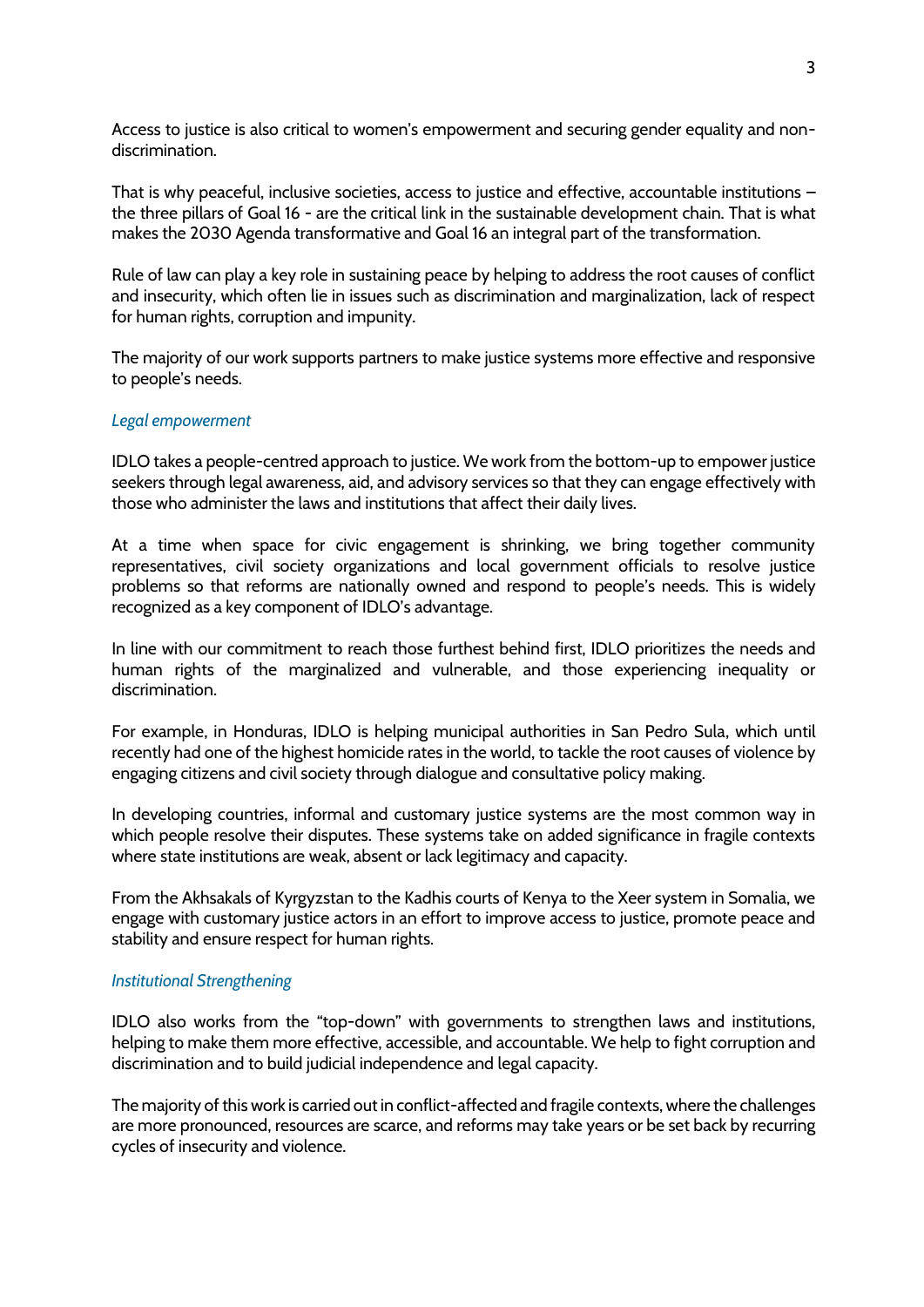Access to justice is also critical to women's empowerment and securing gender equality and non-discrimination.

That is why peaceful, inclusive societies, access to justice and effective, accountable institutions – the three pillars of Goal 16 - are the critical link in the sustainable development chain. That is what makes the 2030 Agenda transformative and Goal 16 an integral part of the transformation.

Rule of law can play a key role in sustaining peace by helping to address the root causes of conflict and insecurity, which often lie in issues such as discrimination and marginalization, lack of respect for human rights, corruption and impunity.

The majority of our work supports partners to make justice systems more effective and responsive to people's needs.

*Legal empowerment*

IDLO takes a people-centred approach to justice. We work from the bottom-up to empower justice seekers through legal awareness, aid, and advisory services so that they can engage effectively with those who administer the laws and institutions that affect their daily lives.

At a time when space for civic engagement is shrinking, we bring together community representatives, civil society organizations and local government officials to resolve justice problems so that reforms are nationally owned and respond to people's needs. This is widely recognized as a key component of IDLO's advantage.

In line with our commitment to reach those furthest behind first, IDLO prioritizes the needs and human rights of the marginalized and vulnerable, and those experiencing inequality or discrimination.

For example, in Honduras, IDLO is helping municipal authorities in San Pedro Sula, which until recently had one of the highest homicide rates in the world, to tackle the root causes of violence by engaging citizens and civil society through dialogue and consultative policy making.

In developing countries, informal and customary justice systems are the most common way in which people resolve their disputes. These systems take on added significance in fragile contexts where state institutions are weak, absent or lack legitimacy and capacity.

From the Akhsakals of Kyrgyzstan to the Kadhis courts of Kenya to the Xeer system in Somalia, we engage with customary justice actors in an effort to improve access to justice, promote peace and stability and ensure respect for human rights.

*Institutional Strengthening*

IDLO also works from the "top-down" with governments to strengthen laws and institutions, helping to make them more effective, accessible, and accountable. We help to fight corruption and discrimination and to build judicial independence and legal capacity.

The majority of this work is carried out in conflict-affected and fragile contexts, where the challenges are more pronounced, resources are scarce, and reforms may take years or be set back by recurring cycles of insecurity and violence.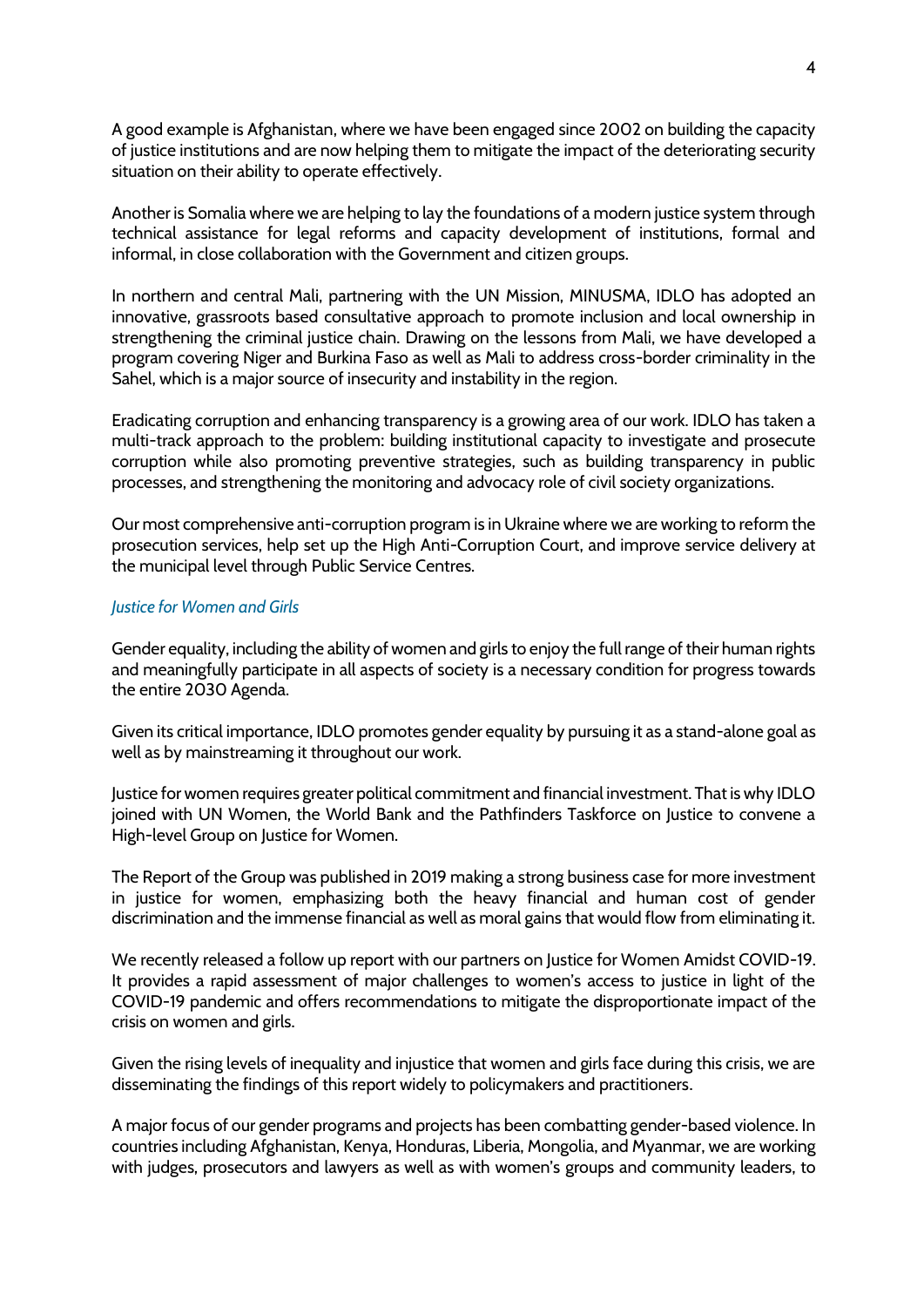A good example is Afghanistan, where we have been engaged since 2002 on building the capacity of justice institutions and are now helping them to mitigate the impact of the deteriorating security situation on their ability to operate effectively.

Another is Somalia where we are helping to lay the foundations of a modern justice system through technical assistance for legal reforms and capacity development of institutions, formal and informal, in close collaboration with the Government and citizen groups.

In northern and central Mali, partnering with the UN Mission, MINUSMA, IDLO has adopted an innovative, grassroots based consultative approach to promote inclusion and local ownership in strengthening the criminal justice chain. Drawing on the lessons from Mali, we have developed a program covering Niger and Burkina Faso as well as Mali to address cross-border criminality in the Sahel, which is a major source of insecurity and instability in the region.

Eradicating corruption and enhancing transparency is a growing area of our work. IDLO has taken a multi-track approach to the problem: building institutional capacity to investigate and prosecute corruption while also promoting preventive strategies, such as building transparency in public processes, and strengthening the monitoring and advocacy role of civil society organizations.

Our most comprehensive anti-corruption program is in Ukraine where we are working to reform the prosecution services, help set up the High Anti-Corruption Court, and improve service delivery at the municipal level through Public Service Centres.

### *Justice for Women and Girls*

Gender equality, including the ability of women and girls to enjoy the full range of their human rights and meaningfully participate in all aspects of society is a necessary condition for progress towards the entire 2030 Agenda.

Given its critical importance, IDLO promotes gender equality by pursuing it as a stand-alone goal as well as by mainstreaming it throughout our work.

Justice for women requires greater political commitment and financial investment. That is why IDLO joined with UN Women, the World Bank and the Pathfinders Taskforce on Justice to convene a High-level Group on Justice for Women.

The Report of the Group was published in 2019 making a strong business case for more investment in justice for women, emphasizing both the heavy financial and human cost of gender discrimination and the immense financial as well as moral gains that would flow from eliminating it.

We recently released a follow up report with our partners on Justice for Women Amidst COVID-19. It provides a rapid assessment of major challenges to women's access to justice in light of the COVID-19 pandemic and offers recommendations to mitigate the disproportionate impact of the crisis on women and girls.

Given the rising levels of inequality and injustice that women and girls face during this crisis, we are disseminating the findings of this report widely to policymakers and practitioners.

A major focus of our gender programs and projects has been combatting gender-based violence. In countries including Afghanistan, Kenya, Honduras, Liberia, Mongolia, and Myanmar, we are working with judges, prosecutors and lawyers as well as with women's groups and community leaders, to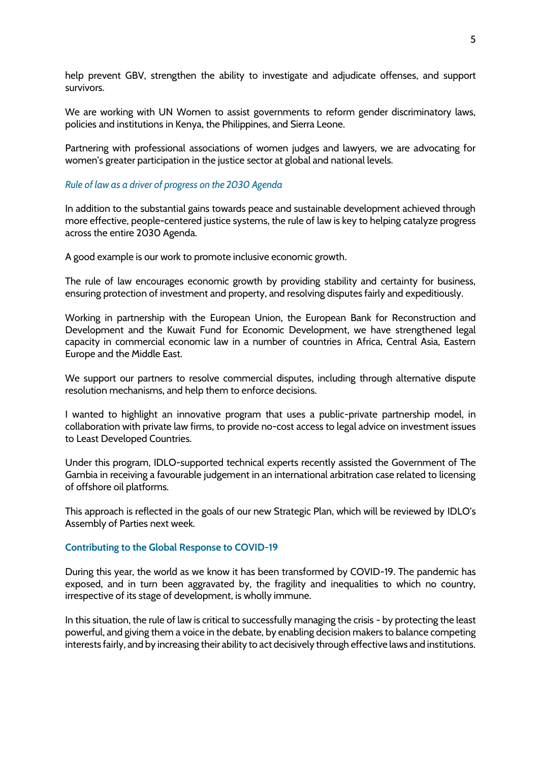help prevent GBV, strengthen the ability to investigate and adjudicate offenses, and support survivors.

We are working with UN Women to assist governments to reform gender discriminatory laws, policies and institutions in Kenya, the Philippines, and Sierra Leone.

Partnering with professional associations of women judges and lawyers, we are advocating for women's greater participation in the justice sector at global and national levels.

### *Rule of law as a driver of progress on the 2030 Agenda*

In addition to the substantial gains towards peace and sustainable development achieved through more effective, people-centered justice systems, the rule of law is key to helping catalyze progress across the entire 2030 Agenda.

A good example is our work to promote inclusive economic growth.

The rule of law encourages economic growth by providing stability and certainty for business, ensuring protection of investment and property, and resolving disputes fairly and expeditiously.

Working in partnership with the European Union, the European Bank for Reconstruction and Development and the Kuwait Fund for Economic Development, we have strengthened legal capacity in commercial economic law in a number of countries in Africa, Central Asia, Eastern Europe and the Middle East.

We support our partners to resolve commercial disputes, including through alternative dispute resolution mechanisms, and help them to enforce decisions.

I wanted to highlight an innovative program that uses a public-private partnership model, in collaboration with private law firms, to provide no-cost access to legal advice on investment issues to Least Developed Countries.

Under this program, IDLO-supported technical experts recently assisted the Government of The Gambia in receiving a favourable judgement in an international arbitration case related to licensing of offshore oil platforms.

This approach is reflected in the goals of our new Strategic Plan, which will be reviewed by IDLO's Assembly of Parties next week.

## Contributing to the Global Response to COVID-19

During this year, the world as we know it has been transformed by COVID-19. The pandemic has exposed, and in turn been aggravated by, the fragility and inequalities to which no country, irrespective of its stage of development, is wholly immune.

In this situation, the rule of law is critical to successfully managing the crisis - by protecting the least powerful, and giving them a voice in the debate, by enabling decision makers to balance competing interests fairly, and by increasing their ability to act decisively through effective laws and institutions.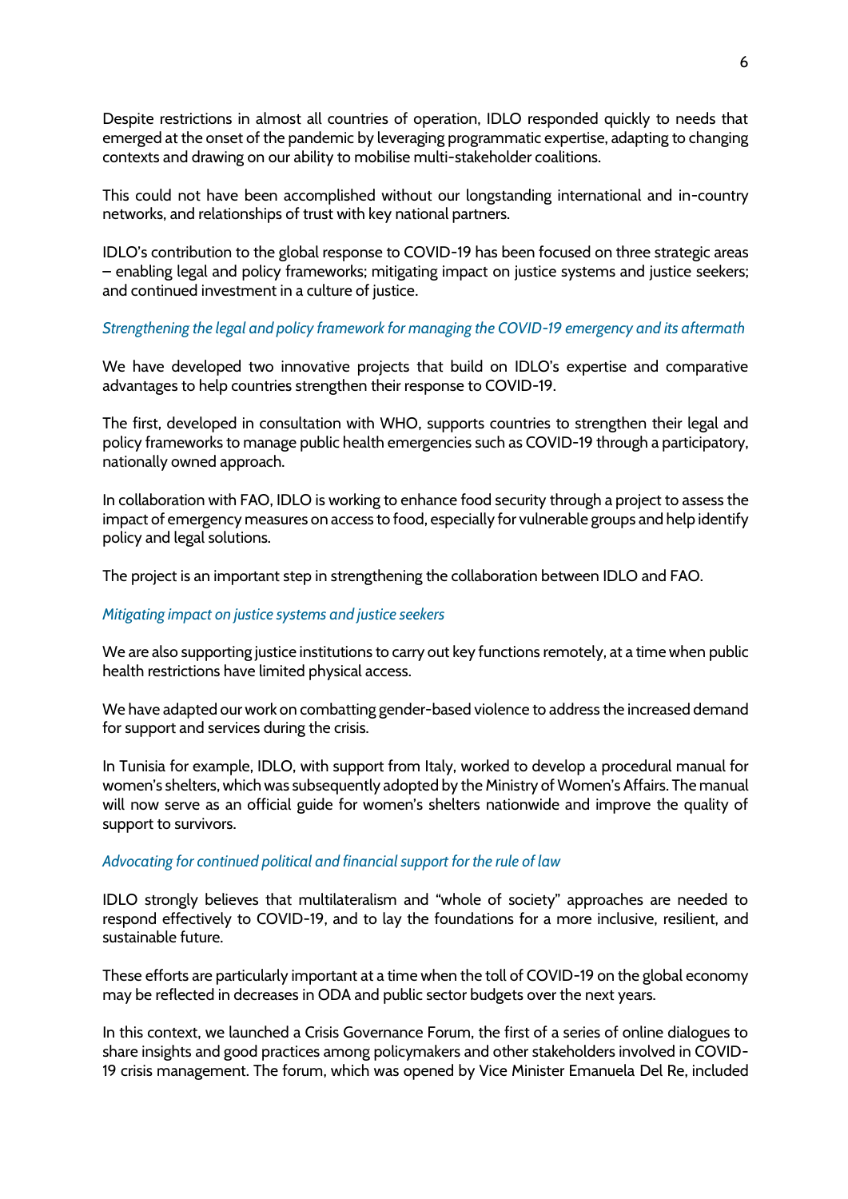Despite restrictions in almost all countries of operation, IDLO responded quickly to needs that emerged at the onset of the pandemic by leveraging programmatic expertise, adapting to changing contexts and drawing on our ability to mobilise multi-stakeholder coalitions.

This could not have been accomplished without our longstanding international and in-country networks, and relationships of trust with key national partners.

IDLO's contribution to the global response to COVID-19 has been focused on three strategic areas – enabling legal and policy frameworks; mitigating impact on justice systems and justice seekers; and continued investment in a culture of justice.

*Strengthening the legal and policy framework for managing the COVID-19 emergency and its aftermath*

We have developed two innovative projects that build on IDLO's expertise and comparative advantages to help countries strengthen their response to COVID-19.

The first, developed in consultation with WHO, supports countries to strengthen their legal and policy frameworks to manage public health emergencies such as COVID-19 through a participatory, nationally owned approach.

In collaboration with FAO, IDLO is working to enhance food security through a project to assess the impact of emergency measures on access to food, especially for vulnerable groups and help identify policy and legal solutions.

The project is an important step in strengthening the collaboration between IDLO and FAO.

*Mitigating impact on justice systems and justice seekers*

We are also supporting justice institutions to carry out key functions remotely, at a time when public health restrictions have limited physical access.

We have adapted our work on combatting gender-based violence to address the increased demand for support and services during the crisis.

In Tunisia for example, IDLO, with support from Italy, worked to develop a procedural manual for women's shelters, which was subsequently adopted by the Ministry of Women's Affairs. The manual will now serve as an official guide for women's shelters nationwide and improve the quality of support to survivors.

*Advocating for continued political and financial support for the rule of law*

IDLO strongly believes that multilateralism and "whole of society" approaches are needed to respond effectively to COVID-19, and to lay the foundations for a more inclusive, resilient, and sustainable future.

These efforts are particularly important at a time when the toll of COVID-19 on the global economy may be reflected in decreases in ODA and public sector budgets over the next years.

In this context, we launched a Crisis Governance Forum, the first of a series of online dialogues to share insights and good practices among policymakers and other stakeholders involved in COVID-19 crisis management. The forum, which was opened by Vice Minister Emanuela Del Re, included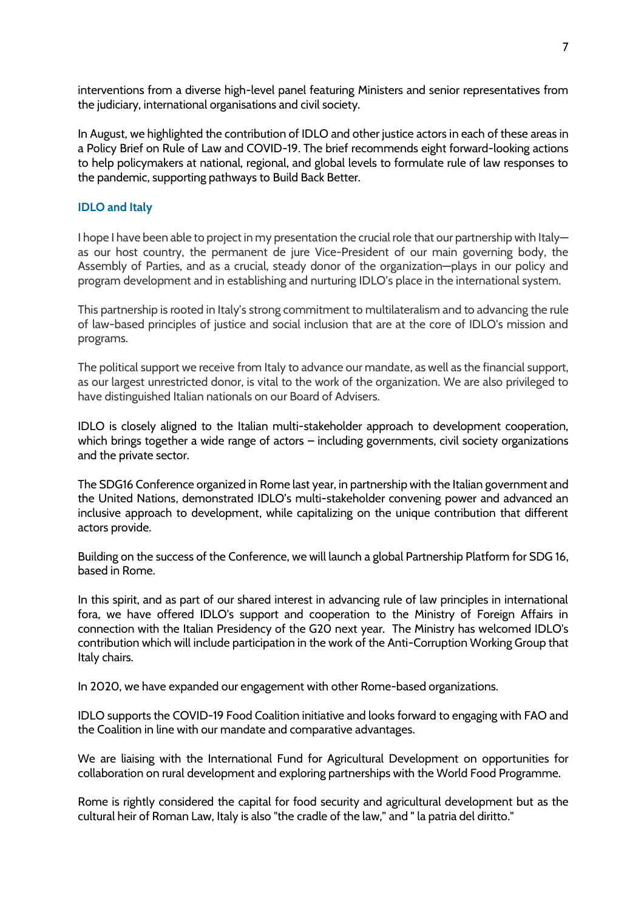interventions from a diverse high-level panel featuring Ministers and senior representatives from the judiciary, international organisations and civil society.

In August, we highlighted the contribution of IDLO and other justice actors in each of these areas in a Policy Brief on Rule of Law and COVID-19. The brief recommends eight forward-looking actions to help policymakers at national, regional, and global levels to formulate rule of law responses to the pandemic, supporting pathways to Build Back Better.

### IDLO and Italy

I hope I have been able to project in my presentation the crucial role that our partnership with Italy—as our host country, the permanent de jure Vice-President of our main governing body, the Assembly of Parties, and as a crucial, steady donor of the organization—plays in our policy and program development and in establishing and nurturing IDLO's place in the international system.

This partnership is rooted in Italy's strong commitment to multilateralism and to advancing the rule of law-based principles of justice and social inclusion that are at the core of IDLO's mission and programs.

The political support we receive from Italy to advance our mandate, as well as the financial support, as our largest unrestricted donor, is vital to the work of the organization. We are also privileged to have distinguished Italian nationals on our Board of Advisers.

IDLO is closely aligned to the Italian multi-stakeholder approach to development cooperation, which brings together a wide range of actors – including governments, civil society organizations and the private sector.

The SDG16 Conference organized in Rome last year, in partnership with the Italian government and the United Nations, demonstrated IDLO's multi-stakeholder convening power and advanced an inclusive approach to development, while capitalizing on the unique contribution that different actors provide.

Building on the success of the Conference, we will launch a global Partnership Platform for SDG 16, based in Rome.

In this spirit, and as part of our shared interest in advancing rule of law principles in international fora, we have offered IDLO's support and cooperation to the Ministry of Foreign Affairs in connection with the Italian Presidency of the G20 next year. The Ministry has welcomed IDLO's contribution which will include participation in the work of the Anti-Corruption Working Group that Italy chairs.

In 2020, we have expanded our engagement with other Rome-based organizations.

IDLO supports the COVID-19 Food Coalition initiative and looks forward to engaging with FAO and the Coalition in line with our mandate and comparative advantages.

We are liaising with the International Fund for Agricultural Development on opportunities for collaboration on rural development and exploring partnerships with the World Food Programme.

Rome is rightly considered the capital for food security and agricultural development but as the cultural heir of Roman Law, Italy is also "the cradle of the law," and " la patria del diritto."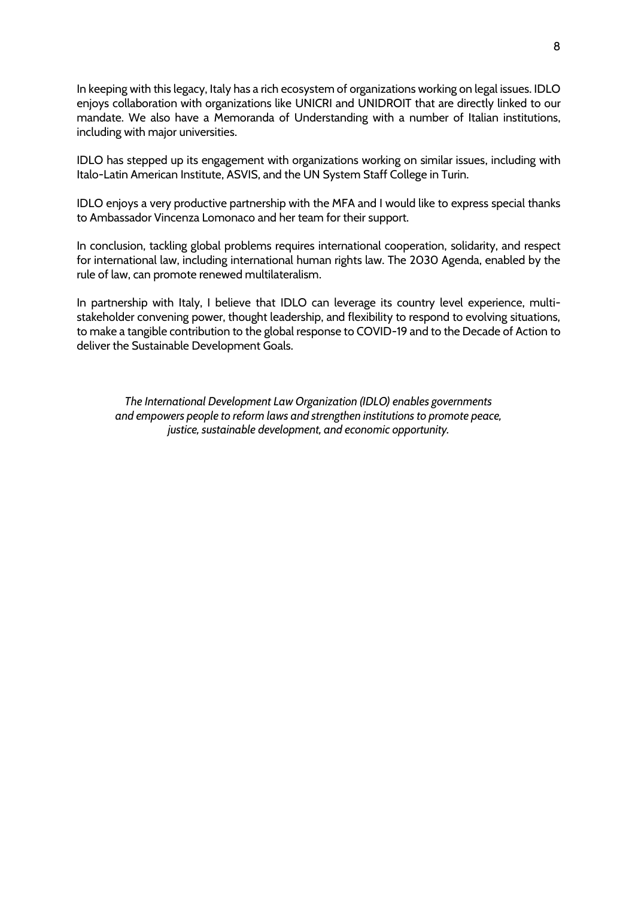In keeping with this legacy, Italy has a rich ecosystem of organizations working on legal issues. IDLO enjoys collaboration with organizations like UNICRI and UNIDROIT that are directly linked to our mandate. We also have a Memoranda of Understanding with a number of Italian institutions, including with major universities.

IDLO has stepped up its engagement with organizations working on similar issues, including with Italo-Latin American Institute, ASVIS, and the UN System Staff College in Turin.

IDLO enjoys a very productive partnership with the MFA and I would like to express special thanks to Ambassador Vincenza Lomonaco and her team for their support.

In conclusion, tackling global problems requires international cooperation, solidarity, and respect for international law, including international human rights law. The 2030 Agenda, enabled by the rule of law, can promote renewed multilateralism.

In partnership with Italy, I believe that IDLO can leverage its country level experience, multi-stakeholder convening power, thought leadership, and flexibility to respond to evolving situations, to make a tangible contribution to the global response to COVID-19 and to the Decade of Action to deliver the Sustainable Development Goals.

*The International Development Law Organization (IDLO) enables governments and empowers people to reform laws and strengthen institutions to promote peace, justice, sustainable development, and economic opportunity.*